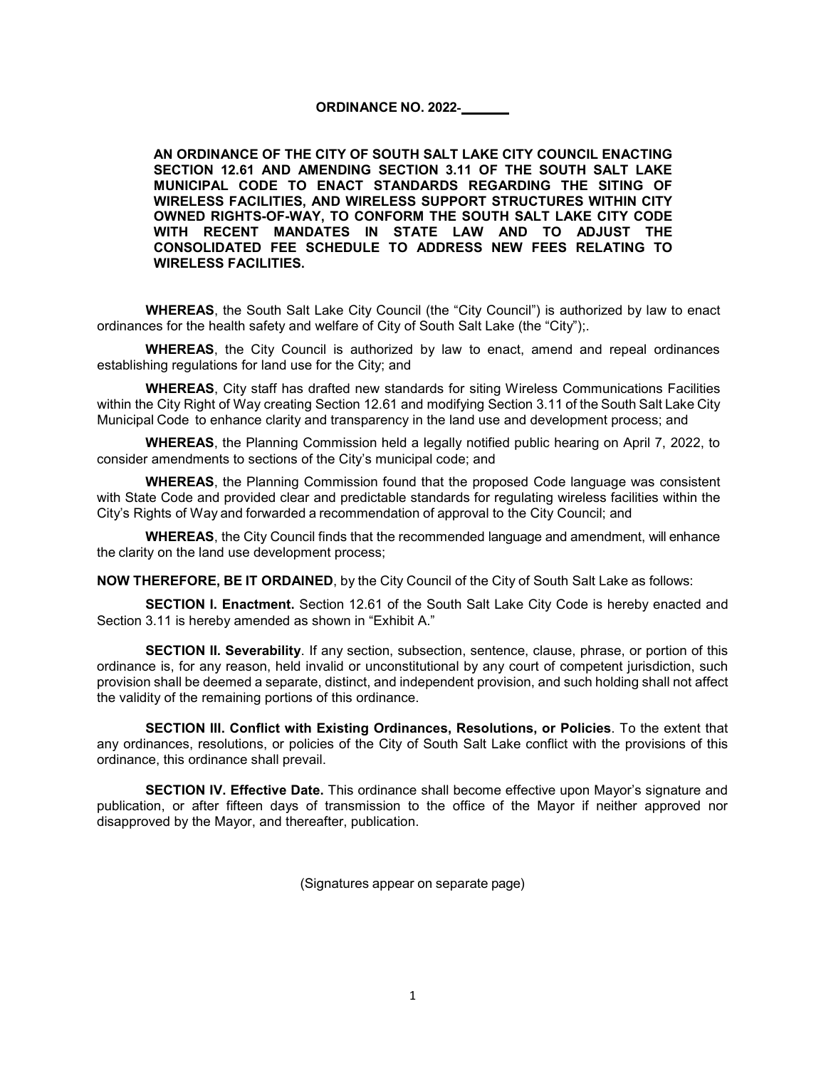**ORDINANCE NO. 2022-\_\_\_\_\_\_\_**

**AN ORDINANCE OF THE CITY OF SOUTH SALT LAKE CITY COUNCIL ENACTING SECTION 12.61 AND AMENDING SECTION 3.11 OF THE SOUTH SALT LAKE MUNICIPAL CODE TO ENACT STANDARDS REGARDING THE SITING OF WIRELESS FACILITIES, AND WIRELESS SUPPORT STRUCTURES WITHIN CITY OWNED RIGHTS-OF-WAY, TO CONFORM THE SOUTH SALT LAKE CITY CODE WITH RECENT MANDATES IN STATE LAW AND TO ADJUST THE CONSOLIDATED FEE SCHEDULE TO ADDRESS NEW FEES RELATING TO WIRELESS FACILITIES.**

**WHEREAS**, the South Salt Lake City Council (the "City Council") is authorized by law to enact ordinances for the health safety and welfare of City of South Salt Lake (the "City");.

**WHEREAS**, the City Council is authorized by law to enact, amend and repeal ordinances establishing regulations for land use for the City; and

**WHEREAS**, City staff has drafted new standards for siting Wireless Communications Facilities within the City Right of Way creating Section 12.61 and modifying Section 3.11 of the South Salt Lake City Municipal Code to enhance clarity and transparency in the land use and development process; and

**WHEREAS**, the Planning Commission held a legally notified public hearing on April 7, 2022, to consider amendments to sections of the City's municipal code; and

**WHEREAS**, the Planning Commission found that the proposed Code language was consistent with State Code and provided clear and predictable standards for regulating wireless facilities within the City's Rights of Way and forwarded a recommendation of approval to the City Council; and

**WHEREAS**, the City Council finds that the recommended language and amendment, will enhance the clarity on the land use development process;

**NOW THEREFORE, BE IT ORDAINED**, by the City Council of the City of South Salt Lake as follows:

**SECTION I. Enactment.** Section 12.61 of the South Salt Lake City Code is hereby enacted and Section 3.11 is hereby amended as shown in "Exhibit A."

**SECTION II. Severability**. If any section, subsection, sentence, clause, phrase, or portion of this ordinance is, for any reason, held invalid or unconstitutional by any court of competent jurisdiction, such provision shall be deemed a separate, distinct, and independent provision, and such holding shall not affect the validity of the remaining portions of this ordinance.

**SECTION III. Conflict with Existing Ordinances, Resolutions, or Policies**. To the extent that any ordinances, resolutions, or policies of the City of South Salt Lake conflict with the provisions of this ordinance, this ordinance shall prevail.

**SECTION IV. Effective Date.** This ordinance shall become effective upon Mayor's signature and publication, or after fifteen days of transmission to the office of the Mayor if neither approved nor disapproved by the Mayor, and thereafter, publication.

(Signatures appear on separate page)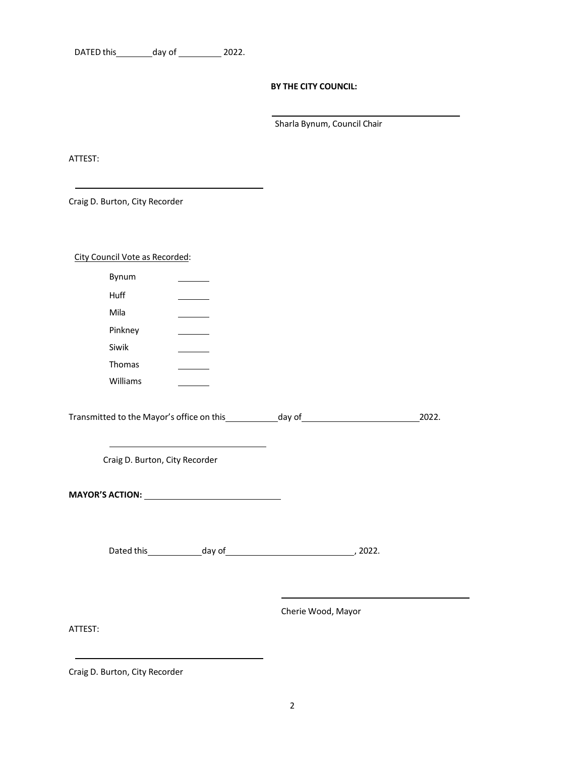DATED this ________ day of __________ 2022.

**BY THE CITY COUNCIL:**

______________________________________

Sharla Bynum, Council Chair

ATTEST:

______________________________________

Craig D. Burton, City Recorder

City Council Vote as Recorded:

| | |
|---|---|
| Bynum | _______ |
| Huff | _______ |
| Mila | _______ |
| Pinkney | _______ |
| Siwik | _______ |
| Thomas | _______ |
| Williams | _______ |

Transmitted to the Mayor's office on this ___________ day of __________________________ 2022.

___________________________________

Craig D. Burton, City Recorder

**MAYOR'S ACTION:** ____________________________

Dated this ____________ day of ____________________________, 2022.

______________________________________

Cherie Wood, Mayor

ATTEST:

______________________________________

Craig D. Burton, City Recorder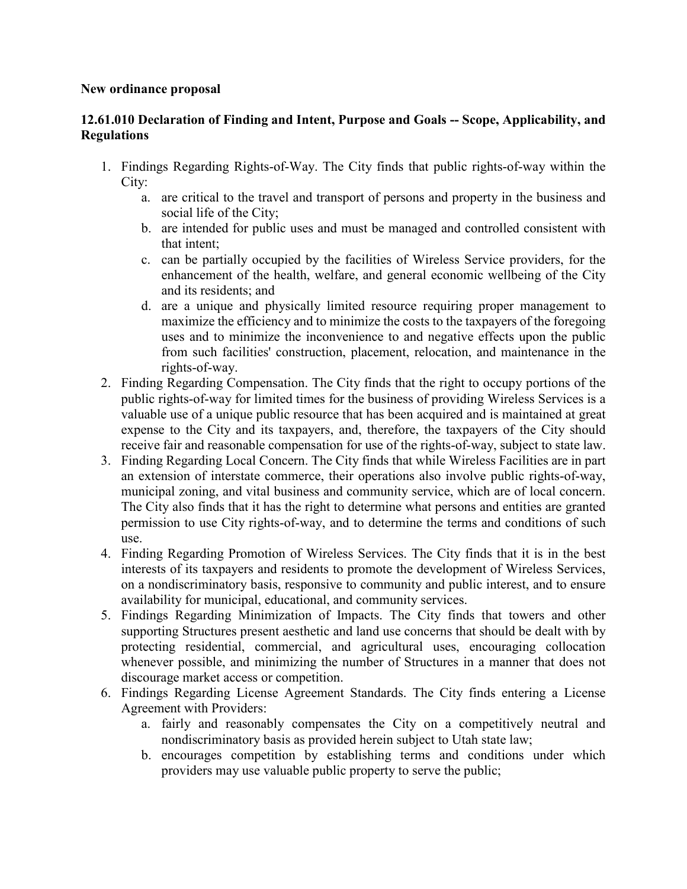**New ordinance proposal**

**12.61.010 Declaration of Finding and Intent, Purpose and Goals -- Scope, Applicability, and Regulations**

1. Findings Regarding Rights-of-Way. The City finds that public rights-of-way within the City:
   a. are critical to the travel and transport of persons and property in the business and social life of the City;
   b. are intended for public uses and must be managed and controlled consistent with that intent;
   c. can be partially occupied by the facilities of Wireless Service providers, for the enhancement of the health, welfare, and general economic wellbeing of the City and its residents; and
   d. are a unique and physically limited resource requiring proper management to maximize the efficiency and to minimize the costs to the taxpayers of the foregoing uses and to minimize the inconvenience to and negative effects upon the public from such facilities' construction, placement, relocation, and maintenance in the rights-of-way.
2. Finding Regarding Compensation. The City finds that the right to occupy portions of the public rights-of-way for limited times for the business of providing Wireless Services is a valuable use of a unique public resource that has been acquired and is maintained at great expense to the City and its taxpayers, and, therefore, the taxpayers of the City should receive fair and reasonable compensation for use of the rights-of-way, subject to state law.
3. Finding Regarding Local Concern. The City finds that while Wireless Facilities are in part an extension of interstate commerce, their operations also involve public rights-of-way, municipal zoning, and vital business and community service, which are of local concern. The City also finds that it has the right to determine what persons and entities are granted permission to use City rights-of-way, and to determine the terms and conditions of such use.
4. Finding Regarding Promotion of Wireless Services. The City finds that it is in the best interests of its taxpayers and residents to promote the development of Wireless Services, on a nondiscriminatory basis, responsive to community and public interest, and to ensure availability for municipal, educational, and community services.
5. Findings Regarding Minimization of Impacts. The City finds that towers and other supporting Structures present aesthetic and land use concerns that should be dealt with by protecting residential, commercial, and agricultural uses, encouraging collocation whenever possible, and minimizing the number of Structures in a manner that does not discourage market access or competition.
6. Findings Regarding License Agreement Standards. The City finds entering a License Agreement with Providers:
   a. fairly and reasonably compensates the City on a competitively neutral and nondiscriminatory basis as provided herein subject to Utah state law;
   b. encourages competition by establishing terms and conditions under which providers may use valuable public property to serve the public;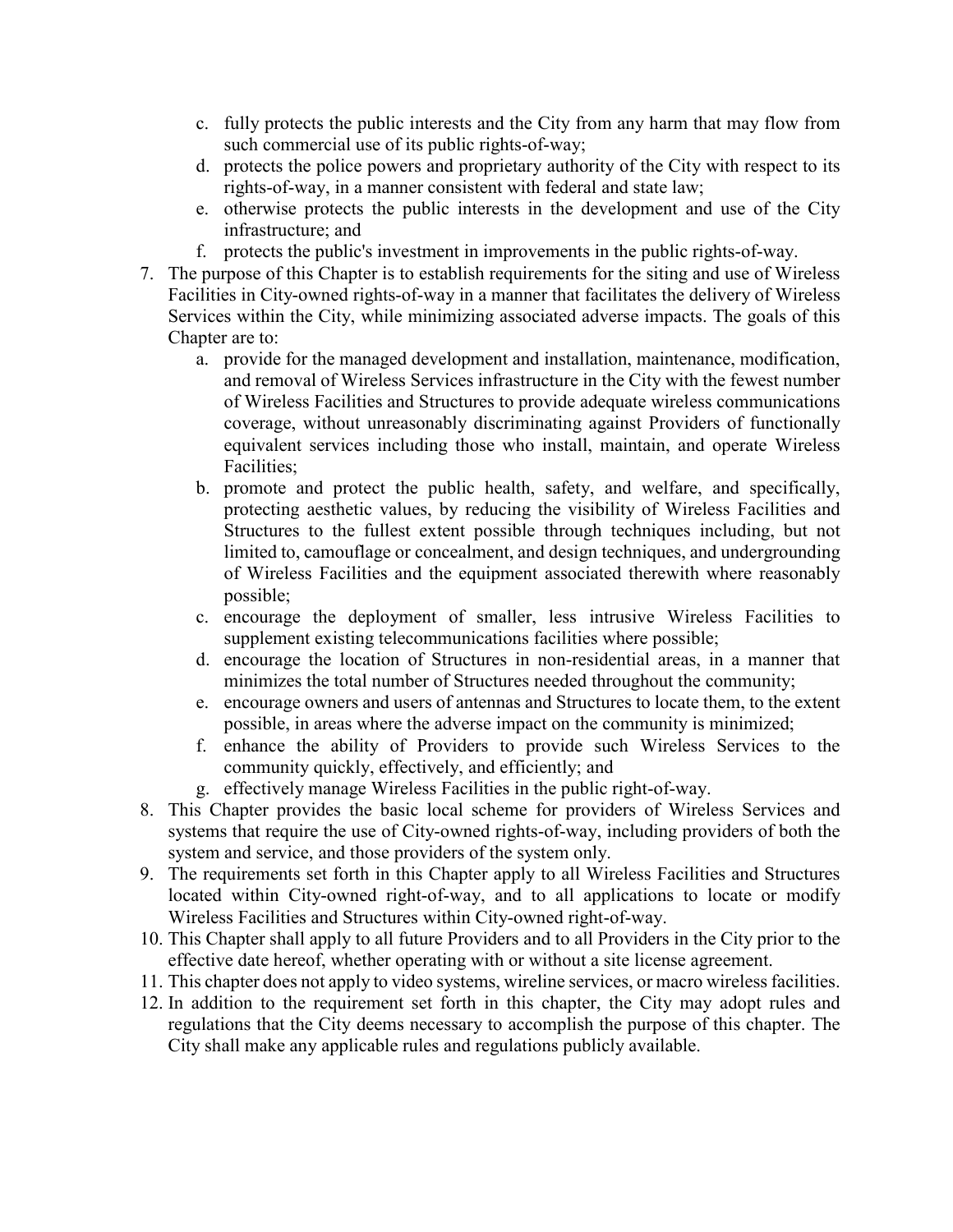c. fully protects the public interests and the City from any harm that may flow from such commercial use of its public rights-of-way;
   d. protects the police powers and proprietary authority of the City with respect to its rights-of-way, in a manner consistent with federal and state law;
   e. otherwise protects the public interests in the development and use of the City infrastructure; and
   f. protects the public's investment in improvements in the public rights-of-way.
7. The purpose of this Chapter is to establish requirements for the siting and use of Wireless Facilities in City-owned rights-of-way in a manner that facilitates the delivery of Wireless Services within the City, while minimizing associated adverse impacts. The goals of this Chapter are to:
   a. provide for the managed development and installation, maintenance, modification, and removal of Wireless Services infrastructure in the City with the fewest number of Wireless Facilities and Structures to provide adequate wireless communications coverage, without unreasonably discriminating against Providers of functionally equivalent services including those who install, maintain, and operate Wireless Facilities;
   b. promote and protect the public health, safety, and welfare, and specifically, protecting aesthetic values, by reducing the visibility of Wireless Facilities and Structures to the fullest extent possible through techniques including, but not limited to, camouflage or concealment, and design techniques, and undergrounding of Wireless Facilities and the equipment associated therewith where reasonably possible;
   c. encourage the deployment of smaller, less intrusive Wireless Facilities to supplement existing telecommunications facilities where possible;
   d. encourage the location of Structures in non-residential areas, in a manner that minimizes the total number of Structures needed throughout the community;
   e. encourage owners and users of antennas and Structures to locate them, to the extent possible, in areas where the adverse impact on the community is minimized;
   f. enhance the ability of Providers to provide such Wireless Services to the community quickly, effectively, and efficiently; and
   g. effectively manage Wireless Facilities in the public right-of-way.
8. This Chapter provides the basic local scheme for providers of Wireless Services and systems that require the use of City-owned rights-of-way, including providers of both the system and service, and those providers of the system only.
9. The requirements set forth in this Chapter apply to all Wireless Facilities and Structures located within City-owned right-of-way, and to all applications to locate or modify Wireless Facilities and Structures within City-owned right-of-way.
10. This Chapter shall apply to all future Providers and to all Providers in the City prior to the effective date hereof, whether operating with or without a site license agreement.
11. This chapter does not apply to video systems, wireline services, or macro wireless facilities.
12. In addition to the requirement set forth in this chapter, the City may adopt rules and regulations that the City deems necessary to accomplish the purpose of this chapter. The City shall make any applicable rules and regulations publicly available.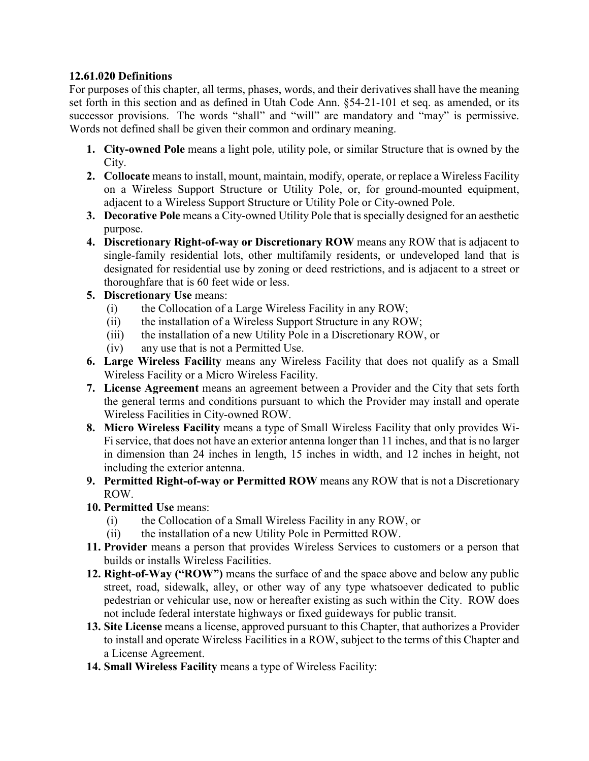**12.61.020 Definitions**

For purposes of this chapter, all terms, phases, words, and their derivatives shall have the meaning set forth in this section and as defined in Utah Code Ann. §54-21-101 et seq. as amended, or its successor provisions. The words "shall" and "will" are mandatory and "may" is permissive. Words not defined shall be given their common and ordinary meaning.

1. **City-owned Pole** means a light pole, utility pole, or similar Structure that is owned by the City.
2. **Collocate** means to install, mount, maintain, modify, operate, or replace a Wireless Facility on a Wireless Support Structure or Utility Pole, or, for ground-mounted equipment, adjacent to a Wireless Support Structure or Utility Pole or City-owned Pole.
3. **Decorative Pole** means a City-owned Utility Pole that is specially designed for an aesthetic purpose.
4. **Discretionary Right-of-way or Discretionary ROW** means any ROW that is adjacent to single-family residential lots, other multifamily residents, or undeveloped land that is designated for residential use by zoning or deed restrictions, and is adjacent to a street or thoroughfare that is 60 feet wide or less.
5. **Discretionary Use** means:
   (i) the Collocation of a Large Wireless Facility in any ROW;
   (ii) the installation of a Wireless Support Structure in any ROW;
   (iii) the installation of a new Utility Pole in a Discretionary ROW, or
   (iv) any use that is not a Permitted Use.
6. **Large Wireless Facility** means any Wireless Facility that does not qualify as a Small Wireless Facility or a Micro Wireless Facility.
7. **License Agreement** means an agreement between a Provider and the City that sets forth the general terms and conditions pursuant to which the Provider may install and operate Wireless Facilities in City-owned ROW.
8. **Micro Wireless Facility** means a type of Small Wireless Facility that only provides Wi-Fi service, that does not have an exterior antenna longer than 11 inches, and that is no larger in dimension than 24 inches in length, 15 inches in width, and 12 inches in height, not including the exterior antenna.
9. **Permitted Right-of-way or Permitted ROW** means any ROW that is not a Discretionary ROW.
10. **Permitted Use** means:
    (i) the Collocation of a Small Wireless Facility in any ROW, or
    (ii) the installation of a new Utility Pole in Permitted ROW.
11. **Provider** means a person that provides Wireless Services to customers or a person that builds or installs Wireless Facilities.
12. **Right-of-Way ("ROW")** means the surface of and the space above and below any public street, road, sidewalk, alley, or other way of any type whatsoever dedicated to public pedestrian or vehicular use, now or hereafter existing as such within the City. ROW does not include federal interstate highways or fixed guideways for public transit.
13. **Site License** means a license, approved pursuant to this Chapter, that authorizes a Provider to install and operate Wireless Facilities in a ROW, subject to the terms of this Chapter and a License Agreement.
14. **Small Wireless Facility** means a type of Wireless Facility: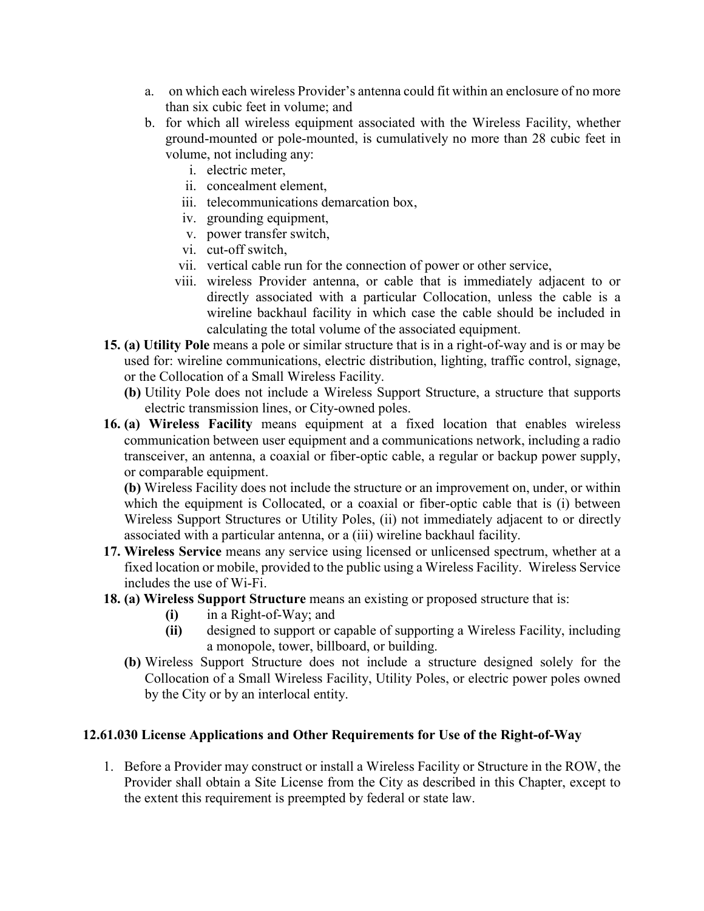a. on which each wireless Provider's antenna could fit within an enclosure of no more than six cubic feet in volume; and
   b. for which all wireless equipment associated with the Wireless Facility, whether ground-mounted or pole-mounted, is cumulatively no more than 28 cubic feet in volume, not including any:
      i. electric meter,
      ii. concealment element,
      iii. telecommunications demarcation box,
      iv. grounding equipment,
      v. power transfer switch,
      vi. cut-off switch,
      vii. vertical cable run for the connection of power or other service,
      viii. wireless Provider antenna, or cable that is immediately adjacent to or directly associated with a particular Collocation, unless the cable is a wireline backhaul facility in which case the cable should be included in calculating the total volume of the associated equipment.

15. **(a) Utility Pole** means a pole or similar structure that is in a right-of-way and is or may be used for: wireline communications, electric distribution, lighting, traffic control, signage, or the Collocation of a Small Wireless Facility.
    **(b)** Utility Pole does not include a Wireless Support Structure, a structure that supports electric transmission lines, or City-owned poles.
16. **(a) Wireless Facility** means equipment at a fixed location that enables wireless communication between user equipment and a communications network, including a radio transceiver, an antenna, a coaxial or fiber-optic cable, a regular or backup power supply, or comparable equipment.
    **(b)** Wireless Facility does not include the structure or an improvement on, under, or within which the equipment is Collocated, or a coaxial or fiber-optic cable that is (i) between Wireless Support Structures or Utility Poles, (ii) not immediately adjacent to or directly associated with a particular antenna, or a (iii) wireline backhaul facility.
17. **Wireless Service** means any service using licensed or unlicensed spectrum, whether at a fixed location or mobile, provided to the public using a Wireless Facility. Wireless Service includes the use of Wi-Fi.
18. **(a) Wireless Support Structure** means an existing or proposed structure that is:
    **(i)** in a Right-of-Way; and
    **(ii)** designed to support or capable of supporting a Wireless Facility, including a monopole, tower, billboard, or building.
    **(b)** Wireless Support Structure does not include a structure designed solely for the Collocation of a Small Wireless Facility, Utility Poles, or electric power poles owned by the City or by an interlocal entity.

**12.61.030 License Applications and Other Requirements for Use of the Right-of-Way**

1. Before a Provider may construct or install a Wireless Facility or Structure in the ROW, the Provider shall obtain a Site License from the City as described in this Chapter, except to the extent this requirement is preempted by federal or state law.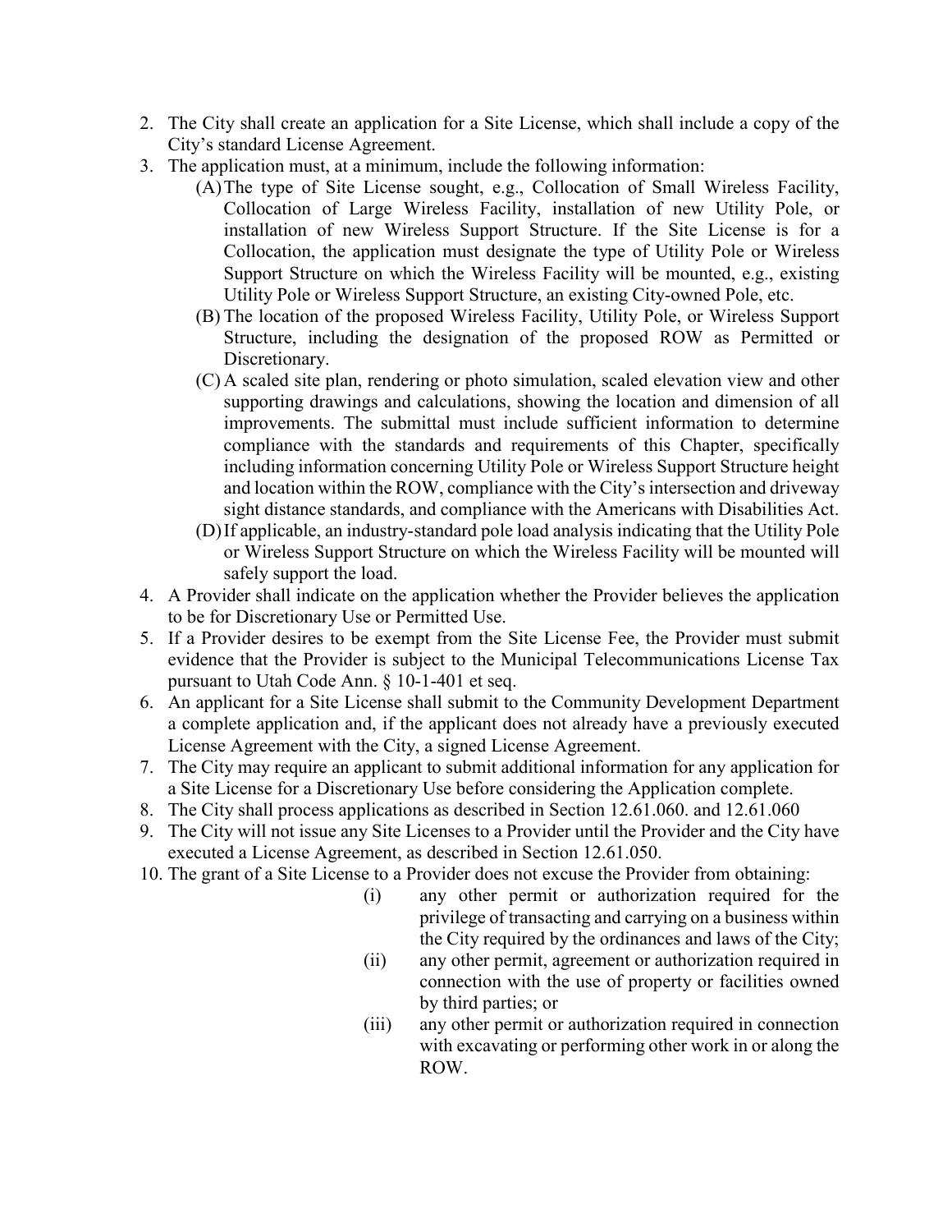2. The City shall create an application for a Site License, which shall include a copy of the City's standard License Agreement.
3. The application must, at a minimum, include the following information:
   - (A) The type of Site License sought, e.g., Collocation of Small Wireless Facility, Collocation of Large Wireless Facility, installation of new Utility Pole, or installation of new Wireless Support Structure. If the Site License is for a Collocation, the application must designate the type of Utility Pole or Wireless Support Structure on which the Wireless Facility will be mounted, e.g., existing Utility Pole or Wireless Support Structure, an existing City-owned Pole, etc.
   - (B) The location of the proposed Wireless Facility, Utility Pole, or Wireless Support Structure, including the designation of the proposed ROW as Permitted or Discretionary.
   - (C) A scaled site plan, rendering or photo simulation, scaled elevation view and other supporting drawings and calculations, showing the location and dimension of all improvements. The submittal must include sufficient information to determine compliance with the standards and requirements of this Chapter, specifically including information concerning Utility Pole or Wireless Support Structure height and location within the ROW, compliance with the City's intersection and driveway sight distance standards, and compliance with the Americans with Disabilities Act.
   - (D) If applicable, an industry-standard pole load analysis indicating that the Utility Pole or Wireless Support Structure on which the Wireless Facility will be mounted will safely support the load.
4. A Provider shall indicate on the application whether the Provider believes the application to be for Discretionary Use or Permitted Use.
5. If a Provider desires to be exempt from the Site License Fee, the Provider must submit evidence that the Provider is subject to the Municipal Telecommunications License Tax pursuant to Utah Code Ann. § 10-1-401 et seq.
6. An applicant for a Site License shall submit to the Community Development Department a complete application and, if the applicant does not already have a previously executed License Agreement with the City, a signed License Agreement.
7. The City may require an applicant to submit additional information for any application for a Site License for a Discretionary Use before considering the Application complete.
8. The City shall process applications as described in Section 12.61.060. and 12.61.060
9. The City will not issue any Site Licenses to a Provider until the Provider and the City have executed a License Agreement, as described in Section 12.61.050.
10. The grant of a Site License to a Provider does not excuse the Provider from obtaining:
    - (i) any other permit or authorization required for the privilege of transacting and carrying on a business within the City required by the ordinances and laws of the City;
    - (ii) any other permit, agreement or authorization required in connection with the use of property or facilities owned by third parties; or
    - (iii) any other permit or authorization required in connection with excavating or performing other work in or along the ROW.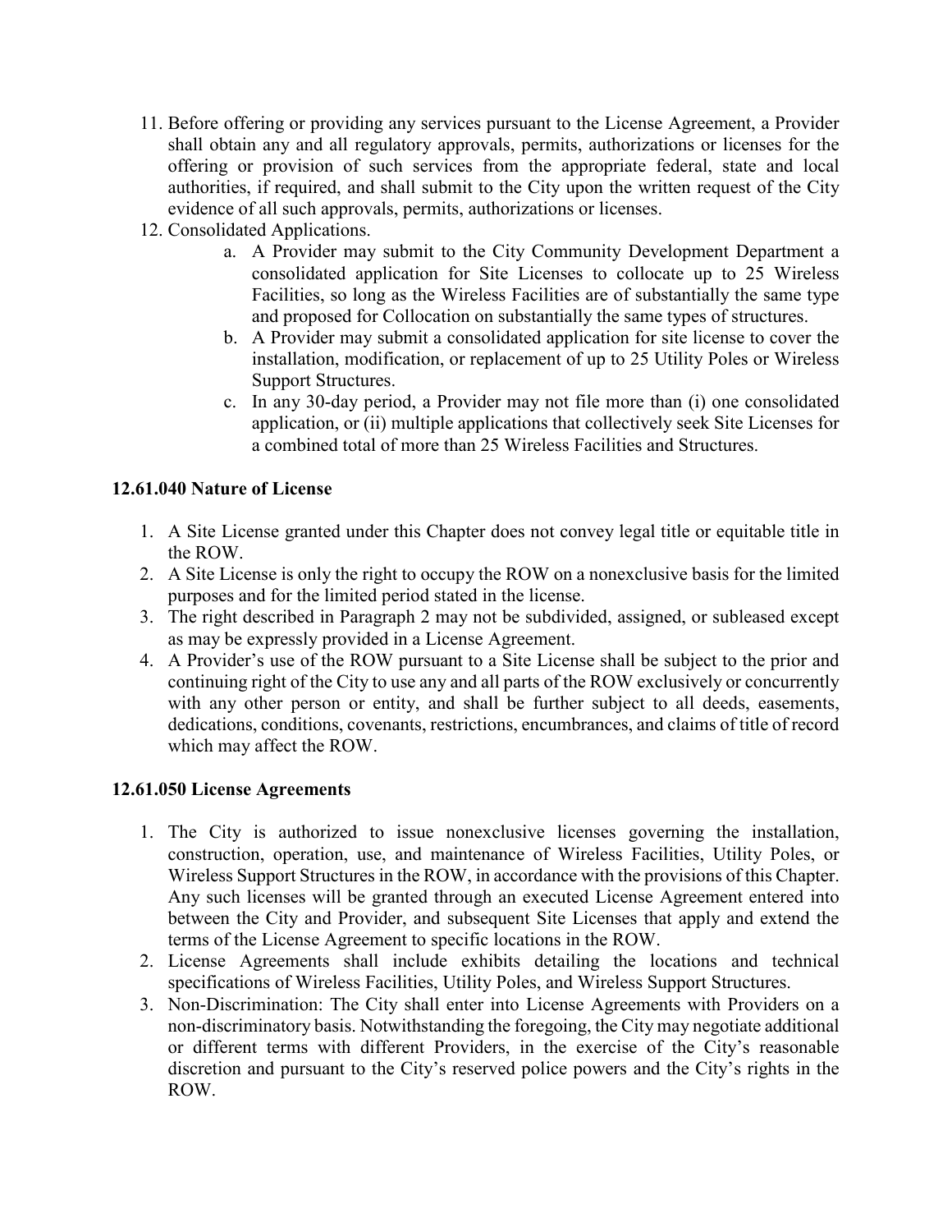11. Before offering or providing any services pursuant to the License Agreement, a Provider shall obtain any and all regulatory approvals, permits, authorizations or licenses for the offering or provision of such services from the appropriate federal, state and local authorities, if required, and shall submit to the City upon the written request of the City evidence of all such approvals, permits, authorizations or licenses.
12. Consolidated Applications.
    a. A Provider may submit to the City Community Development Department a consolidated application for Site Licenses to collocate up to 25 Wireless Facilities, so long as the Wireless Facilities are of substantially the same type and proposed for Collocation on substantially the same types of structures.
    b. A Provider may submit a consolidated application for site license to cover the installation, modification, or replacement of up to 25 Utility Poles or Wireless Support Structures.
    c. In any 30-day period, a Provider may not file more than (i) one consolidated application, or (ii) multiple applications that collectively seek Site Licenses for a combined total of more than 25 Wireless Facilities and Structures.

### 12.61.040 Nature of License

1. A Site License granted under this Chapter does not convey legal title or equitable title in the ROW.
2. A Site License is only the right to occupy the ROW on a nonexclusive basis for the limited purposes and for the limited period stated in the license.
3. The right described in Paragraph 2 may not be subdivided, assigned, or subleased except as may be expressly provided in a License Agreement.
4. A Provider's use of the ROW pursuant to a Site License shall be subject to the prior and continuing right of the City to use any and all parts of the ROW exclusively or concurrently with any other person or entity, and shall be further subject to all deeds, easements, dedications, conditions, covenants, restrictions, encumbrances, and claims of title of record which may affect the ROW.

### 12.61.050 License Agreements

1. The City is authorized to issue nonexclusive licenses governing the installation, construction, operation, use, and maintenance of Wireless Facilities, Utility Poles, or Wireless Support Structures in the ROW, in accordance with the provisions of this Chapter. Any such licenses will be granted through an executed License Agreement entered into between the City and Provider, and subsequent Site Licenses that apply and extend the terms of the License Agreement to specific locations in the ROW.
2. License Agreements shall include exhibits detailing the locations and technical specifications of Wireless Facilities, Utility Poles, and Wireless Support Structures.
3. Non-Discrimination: The City shall enter into License Agreements with Providers on a non-discriminatory basis. Notwithstanding the foregoing, the City may negotiate additional or different terms with different Providers, in the exercise of the City's reasonable discretion and pursuant to the City's reserved police powers and the City's rights in the ROW.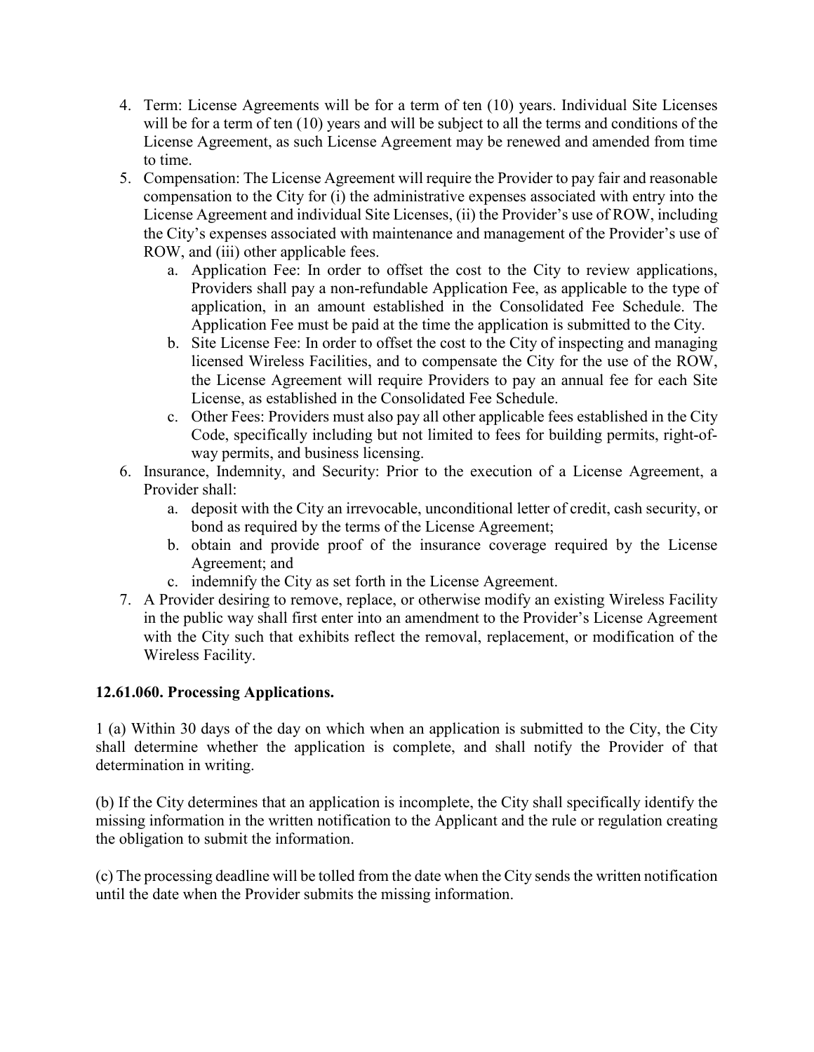4. Term: License Agreements will be for a term of ten (10) years. Individual Site Licenses will be for a term of ten (10) years and will be subject to all the terms and conditions of the License Agreement, as such License Agreement may be renewed and amended from time to time.
5. Compensation: The License Agreement will require the Provider to pay fair and reasonable compensation to the City for (i) the administrative expenses associated with entry into the License Agreement and individual Site Licenses, (ii) the Provider's use of ROW, including the City's expenses associated with maintenance and management of the Provider's use of ROW, and (iii) other applicable fees.
    a. Application Fee: In order to offset the cost to the City to review applications, Providers shall pay a non-refundable Application Fee, as applicable to the type of application, in an amount established in the Consolidated Fee Schedule. The Application Fee must be paid at the time the application is submitted to the City.
    b. Site License Fee: In order to offset the cost to the City of inspecting and managing licensed Wireless Facilities, and to compensate the City for the use of the ROW, the License Agreement will require Providers to pay an annual fee for each Site License, as established in the Consolidated Fee Schedule.
    c. Other Fees: Providers must also pay all other applicable fees established in the City Code, specifically including but not limited to fees for building permits, right-of-way permits, and business licensing.
6. Insurance, Indemnity, and Security: Prior to the execution of a License Agreement, a Provider shall:
    a. deposit with the City an irrevocable, unconditional letter of credit, cash security, or bond as required by the terms of the License Agreement;
    b. obtain and provide proof of the insurance coverage required by the License Agreement; and
    c. indemnify the City as set forth in the License Agreement.
7. A Provider desiring to remove, replace, or otherwise modify an existing Wireless Facility in the public way shall first enter into an amendment to the Provider's License Agreement with the City such that exhibits reflect the removal, replacement, or modification of the Wireless Facility.

**12.61.060. Processing Applications.**

1 (a) Within 30 days of the day on which when an application is submitted to the City, the City shall determine whether the application is complete, and shall notify the Provider of that determination in writing.

(b) If the City determines that an application is incomplete, the City shall specifically identify the missing information in the written notification to the Applicant and the rule or regulation creating the obligation to submit the information.

(c) The processing deadline will be tolled from the date when the City sends the written notification until the date when the Provider submits the missing information.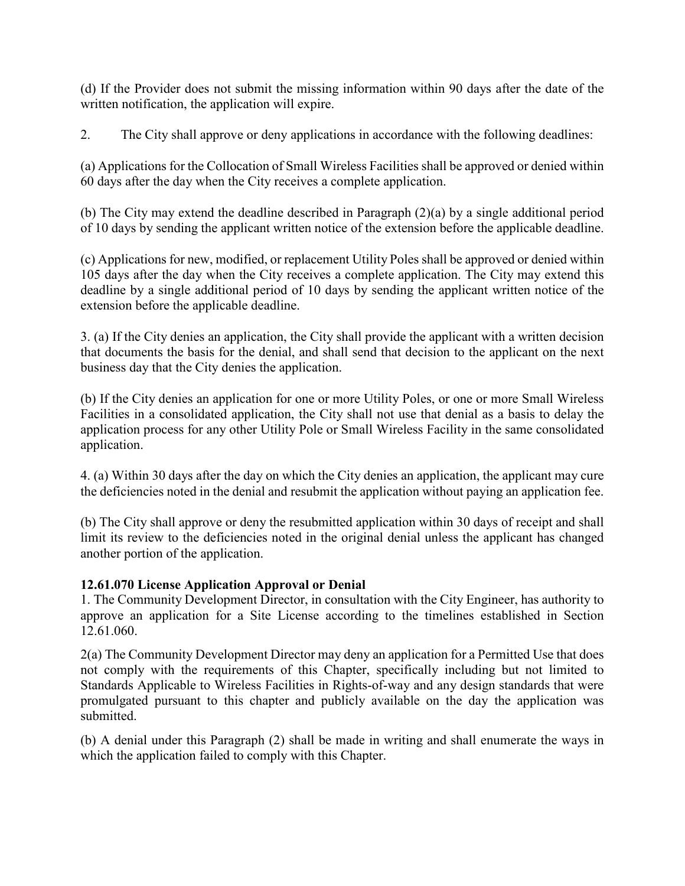(d) If the Provider does not submit the missing information within 90 days after the date of the written notification, the application will expire.

2. The City shall approve or deny applications in accordance with the following deadlines:

(a) Applications for the Collocation of Small Wireless Facilities shall be approved or denied within 60 days after the day when the City receives a complete application.

(b) The City may extend the deadline described in Paragraph (2)(a) by a single additional period of 10 days by sending the applicant written notice of the extension before the applicable deadline.

(c) Applications for new, modified, or replacement Utility Poles shall be approved or denied within 105 days after the day when the City receives a complete application. The City may extend this deadline by a single additional period of 10 days by sending the applicant written notice of the extension before the applicable deadline.

3. (a) If the City denies an application, the City shall provide the applicant with a written decision that documents the basis for the denial, and shall send that decision to the applicant on the next business day that the City denies the application.

(b) If the City denies an application for one or more Utility Poles, or one or more Small Wireless Facilities in a consolidated application, the City shall not use that denial as a basis to delay the application process for any other Utility Pole or Small Wireless Facility in the same consolidated application.

4. (a) Within 30 days after the day on which the City denies an application, the applicant may cure the deficiencies noted in the denial and resubmit the application without paying an application fee.

(b) The City shall approve or deny the resubmitted application within 30 days of receipt and shall limit its review to the deficiencies noted in the original denial unless the applicant has changed another portion of the application.

**12.61.070 License Application Approval or Denial**

1. The Community Development Director, in consultation with the City Engineer, has authority to approve an application for a Site License according to the timelines established in Section 12.61.060.

2(a) The Community Development Director may deny an application for a Permitted Use that does not comply with the requirements of this Chapter, specifically including but not limited to Standards Applicable to Wireless Facilities in Rights-of-way and any design standards that were promulgated pursuant to this chapter and publicly available on the day the application was submitted.

(b) A denial under this Paragraph (2) shall be made in writing and shall enumerate the ways in which the application failed to comply with this Chapter.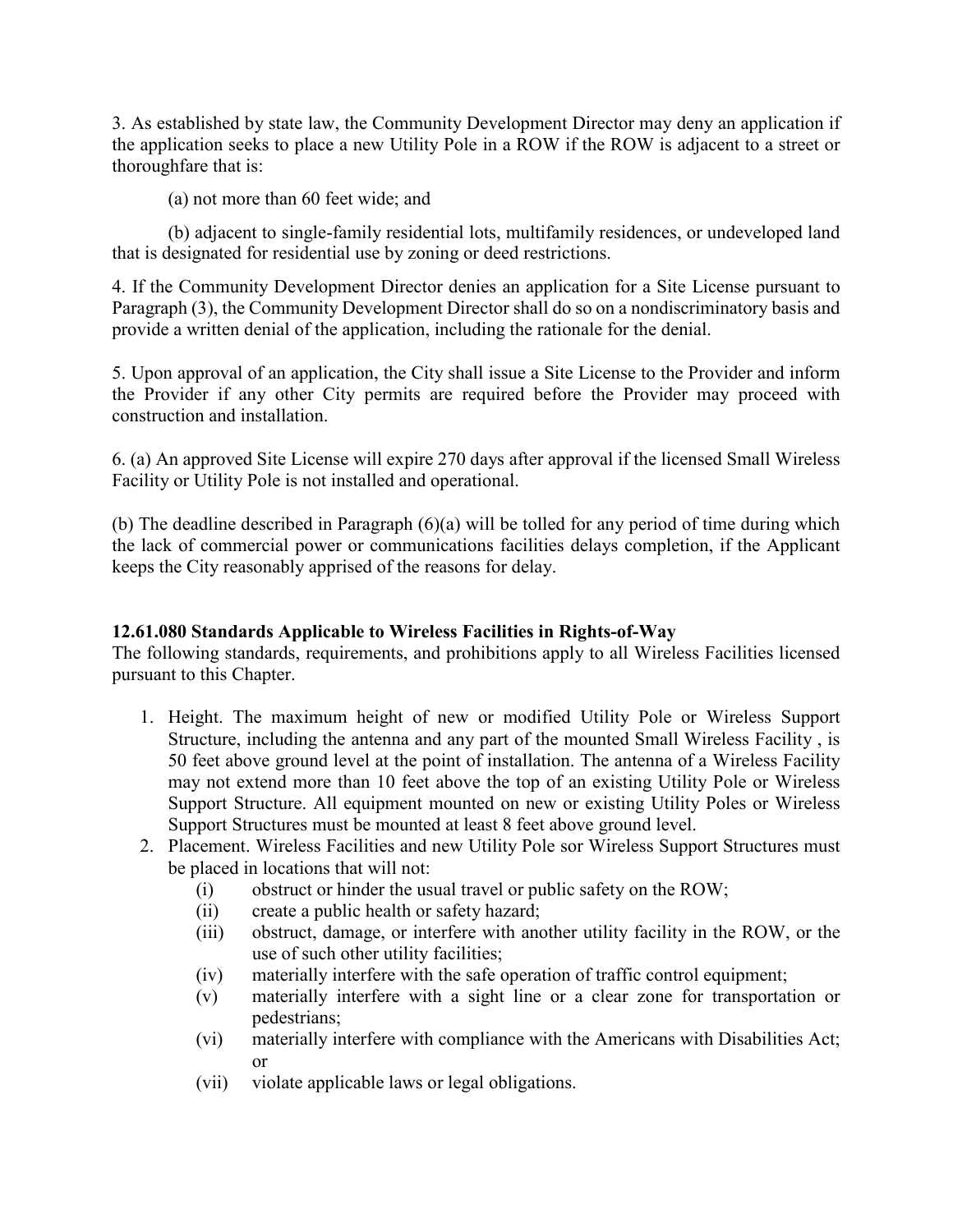3. As established by state law, the Community Development Director may deny an application if the application seeks to place a new Utility Pole in a ROW if the ROW is adjacent to a street or thoroughfare that is:

(a) not more than 60 feet wide; and

(b) adjacent to single-family residential lots, multifamily residences, or undeveloped land that is designated for residential use by zoning or deed restrictions.

4. If the Community Development Director denies an application for a Site License pursuant to Paragraph (3), the Community Development Director shall do so on a nondiscriminatory basis and provide a written denial of the application, including the rationale for the denial.

5. Upon approval of an application, the City shall issue a Site License to the Provider and inform the Provider if any other City permits are required before the Provider may proceed with construction and installation.

6. (a) An approved Site License will expire 270 days after approval if the licensed Small Wireless Facility or Utility Pole is not installed and operational.

(b) The deadline described in Paragraph (6)(a) will be tolled for any period of time during which the lack of commercial power or communications facilities delays completion, if the Applicant keeps the City reasonably apprised of the reasons for delay.

**12.61.080 Standards Applicable to Wireless Facilities in Rights-of-Way**

The following standards, requirements, and prohibitions apply to all Wireless Facilities licensed pursuant to this Chapter.

1. Height. The maximum height of new or modified Utility Pole or Wireless Support Structure, including the antenna and any part of the mounted Small Wireless Facility , is 50 feet above ground level at the point of installation. The antenna of a Wireless Facility may not extend more than 10 feet above the top of an existing Utility Pole or Wireless Support Structure. All equipment mounted on new or existing Utility Poles or Wireless Support Structures must be mounted at least 8 feet above ground level.
2. Placement. Wireless Facilities and new Utility Pole sor Wireless Support Structures must be placed in locations that will not:
   - (i) obstruct or hinder the usual travel or public safety on the ROW;
   - (ii) create a public health or safety hazard;
   - (iii) obstruct, damage, or interfere with another utility facility in the ROW, or the use of such other utility facilities;
   - (iv) materially interfere with the safe operation of traffic control equipment;
   - (v) materially interfere with a sight line or a clear zone for transportation or pedestrians;
   - (vi) materially interfere with compliance with the Americans with Disabilities Act; or
   - (vii) violate applicable laws or legal obligations.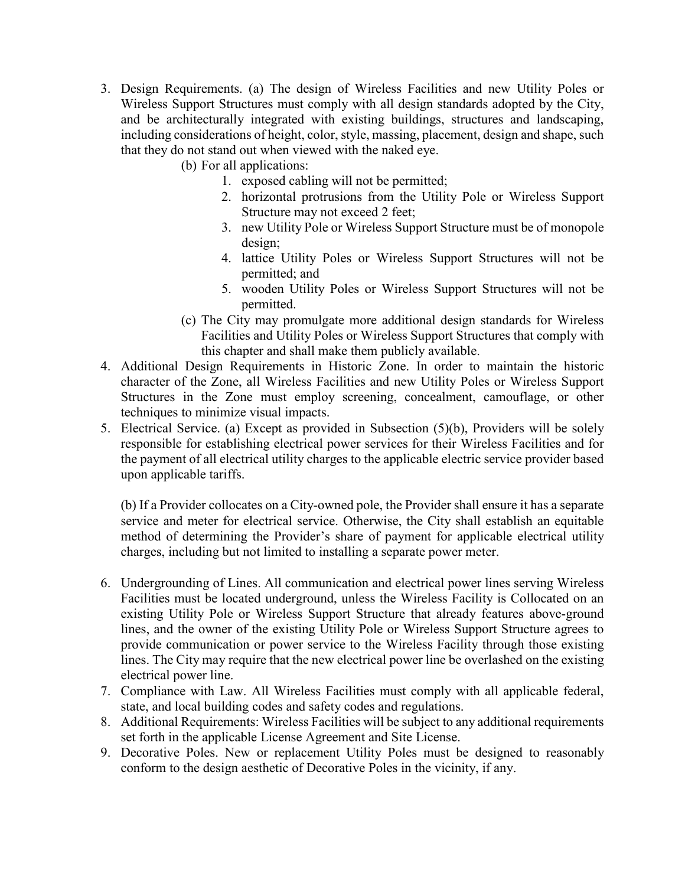3. Design Requirements. (a) The design of Wireless Facilities and new Utility Poles or Wireless Support Structures must comply with all design standards adopted by the City, and be architecturally integrated with existing buildings, structures and landscaping, including considerations of height, color, style, massing, placement, design and shape, such that they do not stand out when viewed with the naked eye.

   (b) For all applications:

      1. exposed cabling will not be permitted;
      2. horizontal protrusions from the Utility Pole or Wireless Support Structure may not exceed 2 feet;
      3. new Utility Pole or Wireless Support Structure must be of monopole design;
      4. lattice Utility Poles or Wireless Support Structures will not be permitted; and
      5. wooden Utility Poles or Wireless Support Structures will not be permitted.

   (c) The City may promulgate more additional design standards for Wireless Facilities and Utility Poles or Wireless Support Structures that comply with this chapter and shall make them publicly available.

4. Additional Design Requirements in Historic Zone. In order to maintain the historic character of the Zone, all Wireless Facilities and new Utility Poles or Wireless Support Structures in the Zone must employ screening, concealment, camouflage, or other techniques to minimize visual impacts.

5. Electrical Service. (a) Except as provided in Subsection (5)(b), Providers will be solely responsible for establishing electrical power services for their Wireless Facilities and for the payment of all electrical utility charges to the applicable electric service provider based upon applicable tariffs.

   (b) If a Provider collocates on a City-owned pole, the Provider shall ensure it has a separate service and meter for electrical service. Otherwise, the City shall establish an equitable method of determining the Provider's share of payment for applicable electrical utility charges, including but not limited to installing a separate power meter.

6. Undergrounding of Lines. All communication and electrical power lines serving Wireless Facilities must be located underground, unless the Wireless Facility is Collocated on an existing Utility Pole or Wireless Support Structure that already features above-ground lines, and the owner of the existing Utility Pole or Wireless Support Structure agrees to provide communication or power service to the Wireless Facility through those existing lines. The City may require that the new electrical power line be overlashed on the existing electrical power line.

7. Compliance with Law. All Wireless Facilities must comply with all applicable federal, state, and local building codes and safety codes and regulations.

8. Additional Requirements: Wireless Facilities will be subject to any additional requirements set forth in the applicable License Agreement and Site License.

9. Decorative Poles. New or replacement Utility Poles must be designed to reasonably conform to the design aesthetic of Decorative Poles in the vicinity, if any.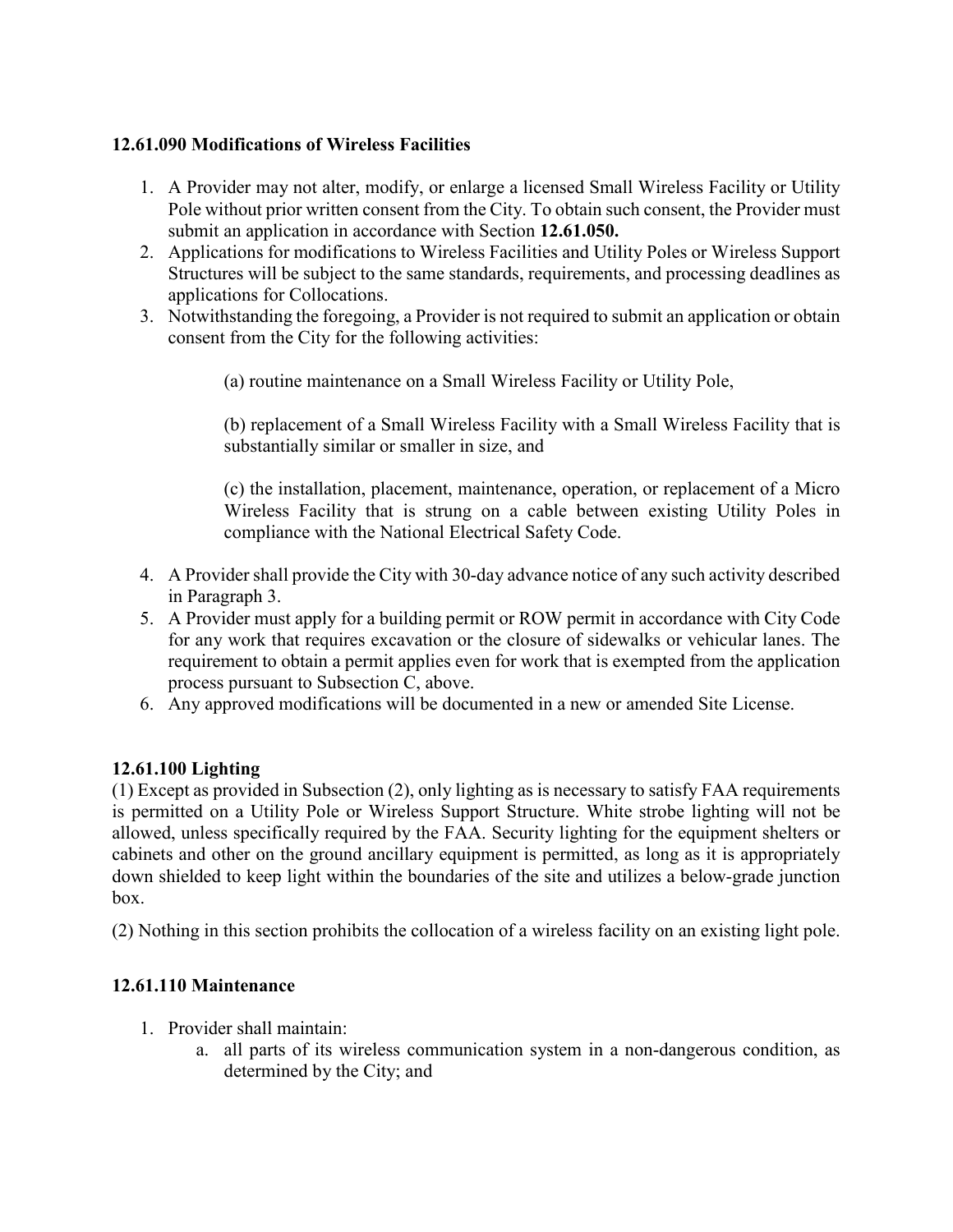### 12.61.090 Modifications of Wireless Facilities

1. A Provider may not alter, modify, or enlarge a licensed Small Wireless Facility or Utility Pole without prior written consent from the City. To obtain such consent, the Provider must submit an application in accordance with Section **12.61.050.**
2. Applications for modifications to Wireless Facilities and Utility Poles or Wireless Support Structures will be subject to the same standards, requirements, and processing deadlines as applications for Collocations.
3. Notwithstanding the foregoing, a Provider is not required to submit an application or obtain consent from the City for the following activities:

   (a) routine maintenance on a Small Wireless Facility or Utility Pole,

   (b) replacement of a Small Wireless Facility with a Small Wireless Facility that is substantially similar or smaller in size, and

   (c) the installation, placement, maintenance, operation, or replacement of a Micro Wireless Facility that is strung on a cable between existing Utility Poles in compliance with the National Electrical Safety Code.

4. A Provider shall provide the City with 30-day advance notice of any such activity described in Paragraph 3.
5. A Provider must apply for a building permit or ROW permit in accordance with City Code for any work that requires excavation or the closure of sidewalks or vehicular lanes. The requirement to obtain a permit applies even for work that is exempted from the application process pursuant to Subsection C, above.
6. Any approved modifications will be documented in a new or amended Site License.

### 12.61.100 Lighting

(1) Except as provided in Subsection (2), only lighting as is necessary to satisfy FAA requirements is permitted on a Utility Pole or Wireless Support Structure. White strobe lighting will not be allowed, unless specifically required by the FAA. Security lighting for the equipment shelters or cabinets and other on the ground ancillary equipment is permitted, as long as it is appropriately down shielded to keep light within the boundaries of the site and utilizes a below-grade junction box.

(2) Nothing in this section prohibits the collocation of a wireless facility on an existing light pole.

### 12.61.110 Maintenance

1. Provider shall maintain:
   a. all parts of its wireless communication system in a non-dangerous condition, as determined by the City; and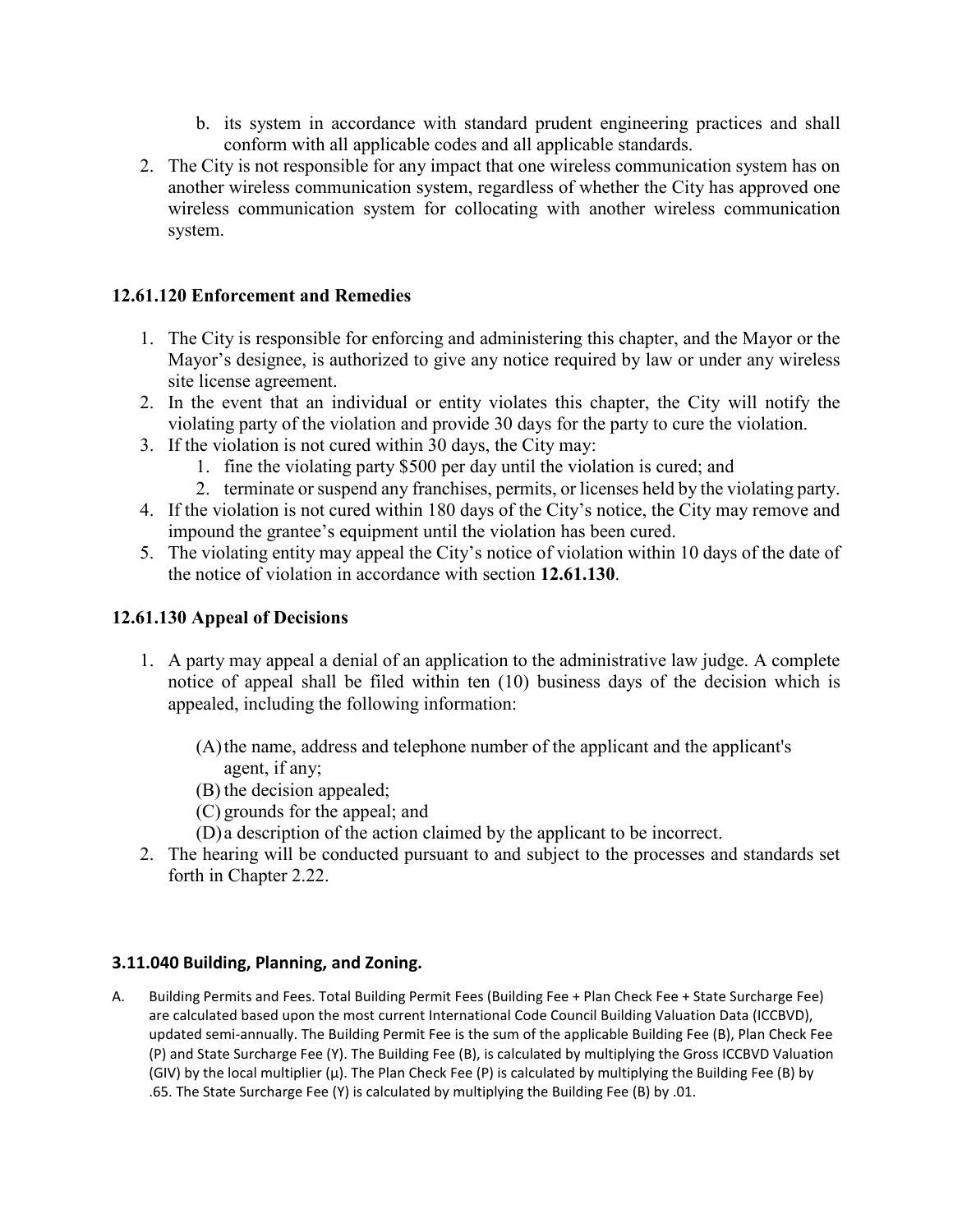b. its system in accordance with standard prudent engineering practices and shall conform with all applicable codes and all applicable standards.

2. The City is not responsible for any impact that one wireless communication system has on another wireless communication system, regardless of whether the City has approved one wireless communication system for collocating with another wireless communication system.

### 12.61.120 Enforcement and Remedies

1. The City is responsible for enforcing and administering this chapter, and the Mayor or the Mayor's designee, is authorized to give any notice required by law or under any wireless site license agreement.
2. In the event that an individual or entity violates this chapter, the City will notify the violating party of the violation and provide 30 days for the party to cure the violation.
3. If the violation is not cured within 30 days, the City may:
   1. fine the violating party $500 per day until the violation is cured; and
   2. terminate or suspend any franchises, permits, or licenses held by the violating party.
4. If the violation is not cured within 180 days of the City's notice, the City may remove and impound the grantee's equipment until the violation has been cured.
5. The violating entity may appeal the City's notice of violation within 10 days of the date of the notice of violation in accordance with section **12.61.130**.

### 12.61.130 Appeal of Decisions

1. A party may appeal a denial of an application to the administrative law judge. A complete notice of appeal shall be filed within ten (10) business days of the decision which is appealed, including the following information:

   (A) the name, address and telephone number of the applicant and the applicant's agent, if any;
   (B) the decision appealed;
   (C) grounds for the appeal; and
   (D) a description of the action claimed by the applicant to be incorrect.

2. The hearing will be conducted pursuant to and subject to the processes and standards set forth in Chapter 2.22.

### 3.11.040 Building, Planning, and Zoning.

A. Building Permits and Fees. Total Building Permit Fees (Building Fee + Plan Check Fee + State Surcharge Fee) are calculated based upon the most current International Code Council Building Valuation Data (ICCBVD), updated semi-annually. The Building Permit Fee is the sum of the applicable Building Fee (B), Plan Check Fee (P) and State Surcharge Fee (Y). The Building Fee (B), is calculated by multiplying the Gross ICCBVD Valuation (GIV) by the local multiplier ($\mu$). The Plan Check Fee (P) is calculated by multiplying the Building Fee (B) by .65. The State Surcharge Fee (Y) is calculated by multiplying the Building Fee (B) by .01.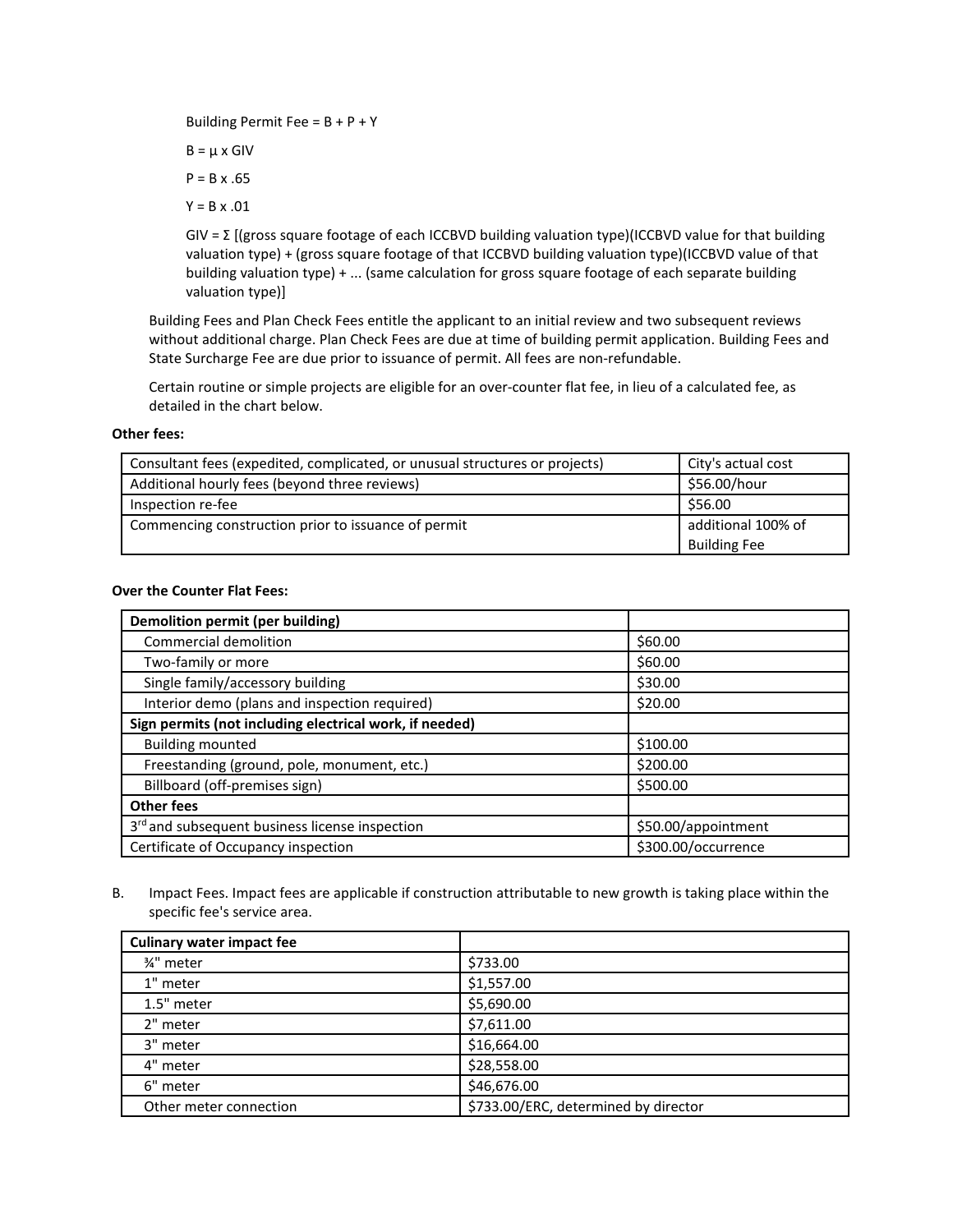Building Permit Fee = B + P + Y

B = μ x GIV

P = B x .65

Y = B x .01

GIV = Σ [(gross square footage of each ICCBVD building valuation type)(ICCBVD value for that building valuation type) + (gross square footage of that ICCBVD building valuation type)(ICCBVD value of that building valuation type) + ... (same calculation for gross square footage of each separate building valuation type)]

Building Fees and Plan Check Fees entitle the applicant to an initial review and two subsequent reviews without additional charge. Plan Check Fees are due at time of building permit application. Building Fees and State Surcharge Fee are due prior to issuance of permit. All fees are non-refundable.

Certain routine or simple projects are eligible for an over-counter flat fee, in lieu of a calculated fee, as detailed in the chart below.

**Other fees:**

| | |
|---|---|
| Consultant fees (expedited, complicated, or unusual structures or projects) | City's actual cost |
| Additional hourly fees (beyond three reviews) | $56.00/hour |
| Inspection re-fee | $56.00 |
| Commencing construction prior to issuance of permit | additional 100% of Building Fee |

**Over the Counter Flat Fees:**

| | |
|---|---|
| **Demolition permit (per building)** | |
| Commercial demolition | $60.00 |
| Two-family or more | $60.00 |
| Single family/accessory building | $30.00 |
| Interior demo (plans and inspection required) | $20.00 |
| **Sign permits (not including electrical work, if needed)** | |
| Building mounted | $100.00 |
| Freestanding (ground, pole, monument, etc.) | $200.00 |
| Billboard (off-premises sign) | $500.00 |
| **Other fees** | |
| 3rd and subsequent business license inspection | $50.00/appointment |
| Certificate of Occupancy inspection | $300.00/occurrence |

B. Impact Fees. Impact fees are applicable if construction attributable to new growth is taking place within the specific fee's service area.

| | |
|---|---|
| **Culinary water impact fee** | |
| ¾" meter | $733.00 |
| 1" meter | $1,557.00 |
| 1.5" meter | $5,690.00 |
| 2" meter | $7,611.00 |
| 3" meter | $16,664.00 |
| 4" meter | $28,558.00 |
| 6" meter | $46,676.00 |
| Other meter connection | $733.00/ERC, determined by director |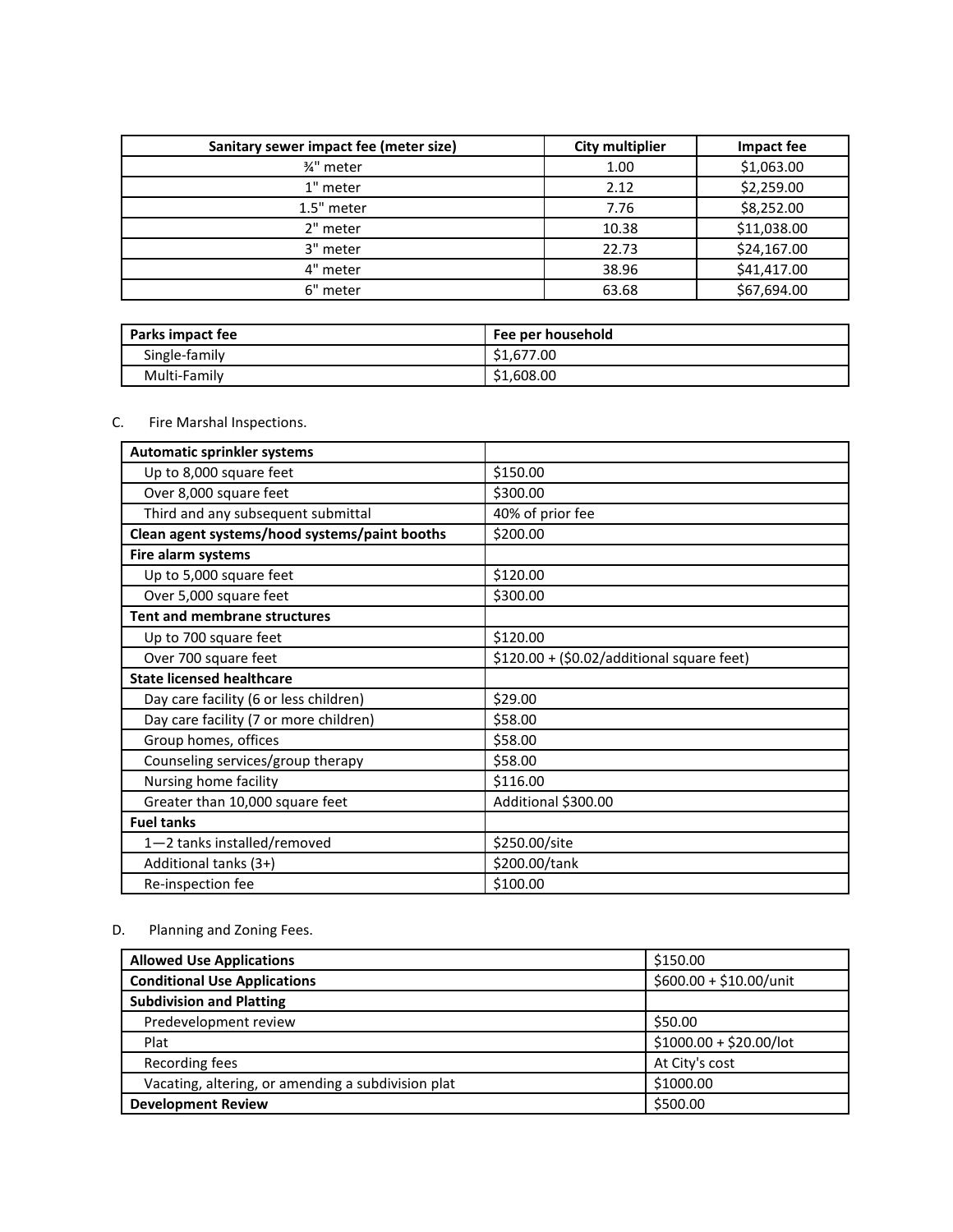| Sanitary sewer impact fee (meter size) | City multiplier | Impact fee |
|---|---|---|
| ¾" meter | 1.00 | $1,063.00 |
| 1" meter | 2.12 | $2,259.00 |
| 1.5" meter | 7.76 | $8,252.00 |
| 2" meter | 10.38 | $11,038.00 |
| 3" meter | 22.73 | $24,167.00 |
| 4" meter | 38.96 | $41,417.00 |
| 6" meter | 63.68 | $67,694.00 |

| Parks impact fee | Fee per household |
|---|---|
| Single-family | $1,677.00 |
| Multi-Family | $1,608.00 |

C. Fire Marshal Inspections.

| **Automatic sprinkler systems** | |
|---|---|
| Up to 8,000 square feet | $150.00 |
| Over 8,000 square feet | $300.00 |
| Third and any subsequent submittal | 40% of prior fee |
| **Clean agent systems/hood systems/paint booths** | $200.00 |
| **Fire alarm systems** | |
| Up to 5,000 square feet | $120.00 |
| Over 5,000 square feet | $300.00 |
| **Tent and membrane structures** | |
| Up to 700 square feet | $120.00 |
| Over 700 square feet | $120.00 + ($0.02/additional square feet) |
| **State licensed healthcare** | |
| Day care facility (6 or less children) | $29.00 |
| Day care facility (7 or more children) | $58.00 |
| Group homes, offices | $58.00 |
| Counseling services/group therapy | $58.00 |
| Nursing home facility | $116.00 |
| Greater than 10,000 square feet | Additional $300.00 |
| **Fuel tanks** | |
| 1—2 tanks installed/removed | $250.00/site |
| Additional tanks (3+) | $200.00/tank |
| Re-inspection fee | $100.00 |

D. Planning and Zoning Fees.

| **Allowed Use Applications** | $150.00 |
|---|---|
| **Conditional Use Applications** | $600.00 + $10.00/unit |
| **Subdivision and Platting** | |
| Predevelopment review | $50.00 |
| Plat | $1000.00 + $20.00/lot |
| Recording fees | At City's cost |
| Vacating, altering, or amending a subdivision plat | $1000.00 |
| **Development Review** | $500.00 |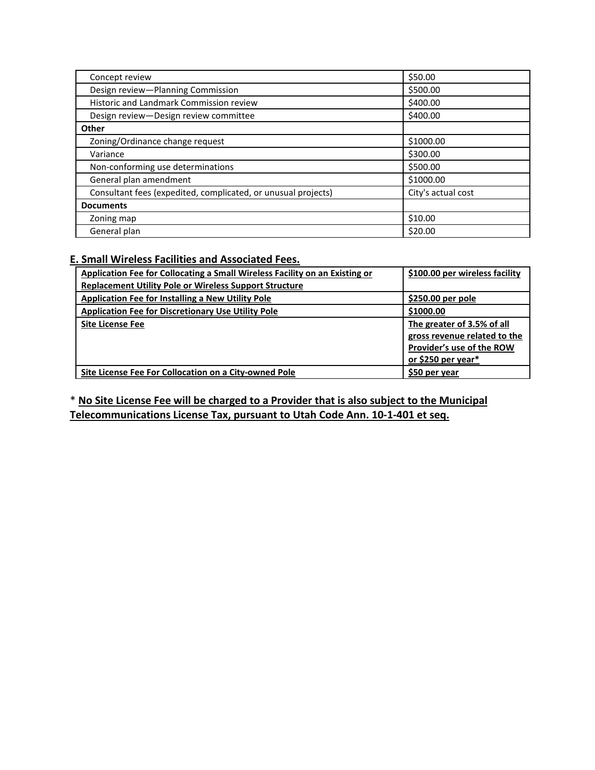| | |
|---|---|
| Concept review | \$50.00 |
| Design review—Planning Commission | \$500.00 |
| Historic and Landmark Commission review | \$400.00 |
| Design review—Design review committee | \$400.00 |
| **Other** | |
| Zoning/Ordinance change request | \$1000.00 |
| Variance | \$300.00 |
| Non-conforming use determinations | \$500.00 |
| General plan amendment | \$1000.00 |
| Consultant fees (expedited, complicated, or unusual projects) | City's actual cost |
| **Documents** | |
| Zoning map | \$10.00 |
| General plan | \$20.00 |

## E. Small Wireless Facilities and Associated Fees.

| | |
|---|---|
| **Application Fee for Collocating a Small Wireless Facility on an Existing or Replacement Utility Pole or Wireless Support Structure** | **\$100.00 per wireless facility** |
| **Application Fee for Installing a New Utility Pole** | **\$250.00 per pole** |
| **Application Fee for Discretionary Use Utility Pole** | **\$1000.00** |
| **Site License Fee** | **The greater of 3.5% of all gross revenue related to the Provider's use of the ROW or \$250 per year*** |
| **Site License Fee For Collocation on a City-owned Pole** | **\$50 per year** |

* **No Site License Fee will be charged to a Provider that is also subject to the Municipal Telecommunications License Tax, pursuant to Utah Code Ann. 10-1-401 et seq.**